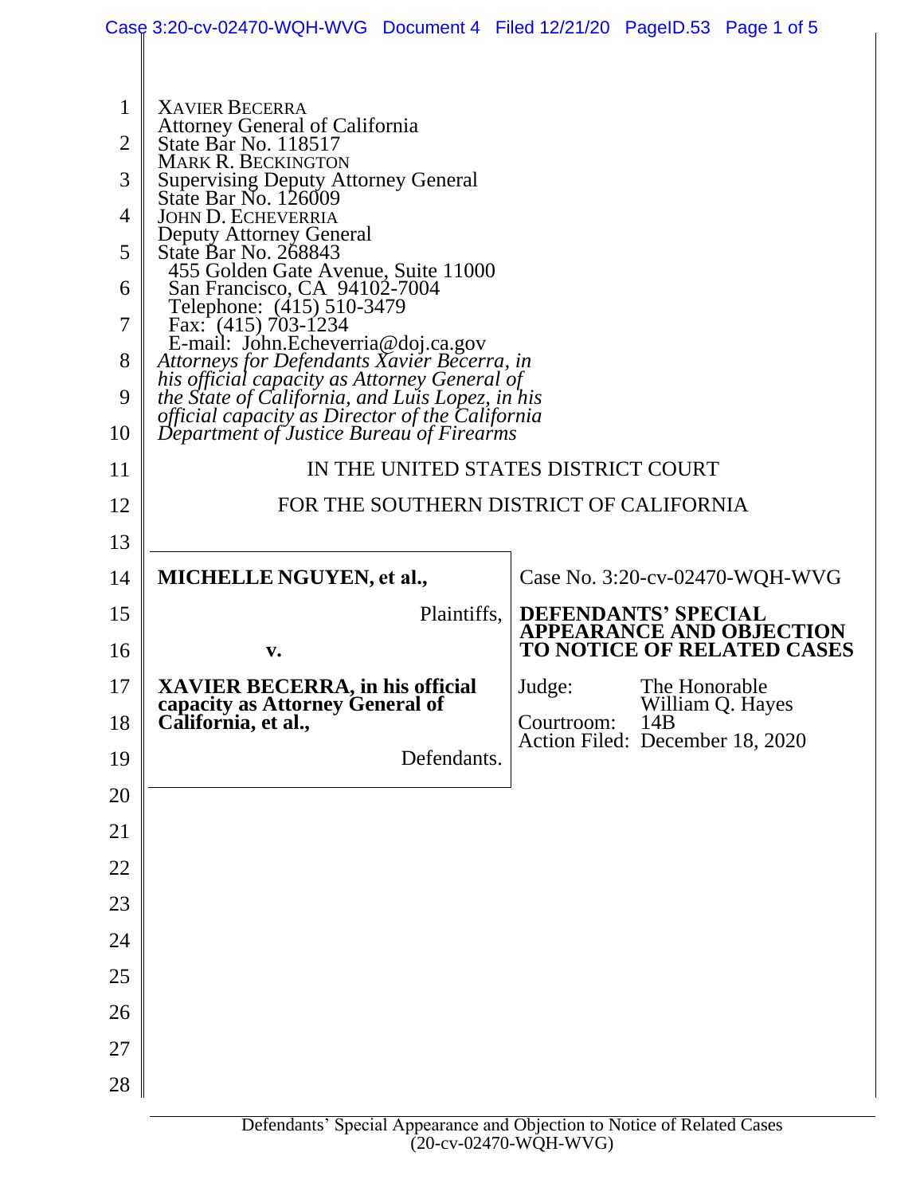XAVIER BECERRA
Attorney General of California
State Bar No. 118517
MARK R. BECKINGTON
Supervising Deputy Attorney General
State Bar No. 126009
JOHN D. ECHEVERRIA
Deputy Attorney General
State Bar No. 268843
455 Golden Gate Avenue, Suite 11000
San Francisco, CA 94102-7004
Telephone: (415) 510-3479
Fax: (415) 703-1234
E-mail: John.Echeverria@doj.ca.gov
*Attorneys for Defendants Xavier Becerra, in his official capacity as Attorney General of the State of California, and Luis Lopez, in his official capacity as Director of the California Department of Justice Bureau of Firearms*

IN THE UNITED STATES DISTRICT COURT

FOR THE SOUTHERN DISTRICT OF CALIFORNIA

| | |
|---|---|
| **MICHELLE NGUYEN, et al.,**<br><br>Plaintiffs,<br><br>**v.**<br><br>**XAVIER BECERRA, in his official capacity as Attorney General of California, et al.,**<br><br>Defendants. | Case No. 3:20-cv-02470-WQH-WVG<br><br>**DEFENDANTS' SPECIAL APPEARANCE AND OBJECTION TO NOTICE OF RELATED CASES**<br><br>Judge: The Honorable William Q. Hayes<br>Courtroom: 14B<br>Action Filed: December 18, 2020 |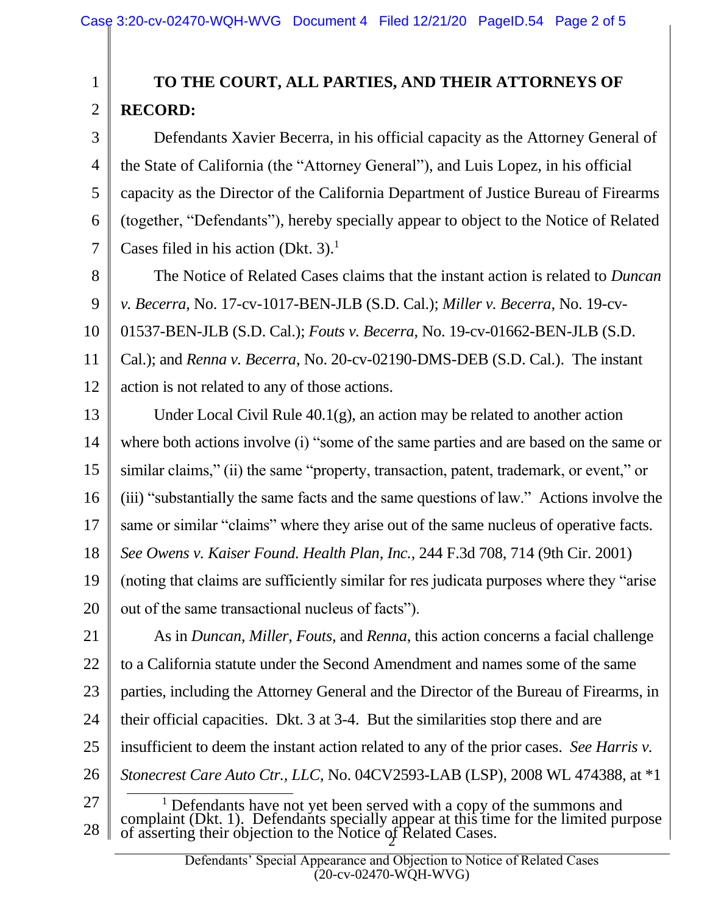**TO THE COURT, ALL PARTIES, AND THEIR ATTORNEYS OF RECORD:**

Defendants Xavier Becerra, in his official capacity as the Attorney General of the State of California (the "Attorney General"), and Luis Lopez, in his official capacity as the Director of the California Department of Justice Bureau of Firearms (together, "Defendants"), hereby specially appear to object to the Notice of Related Cases filed in his action (Dkt. 3).[1]

The Notice of Related Cases claims that the instant action is related to *Duncan v. Becerra*, No. 17-cv-1017-BEN-JLB (S.D. Cal.); *Miller v. Becerra*, No. 19-cv-01537-BEN-JLB (S.D. Cal.); *Fouts v. Becerra*, No. 19-cv-01662-BEN-JLB (S.D. Cal.); and *Renna v. Becerra*, No. 20-cv-02190-DMS-DEB (S.D. Cal.). The instant action is not related to any of those actions.

Under Local Civil Rule 40.1(g), an action may be related to another action where both actions involve (i) "some of the same parties and are based on the same or similar claims," (ii) the same "property, transaction, patent, trademark, or event," or (iii) "substantially the same facts and the same questions of law." Actions involve the same or similar "claims" where they arise out of the same nucleus of operative facts. *See Owens v. Kaiser Found. Health Plan, Inc.*, 244 F.3d 708, 714 (9th Cir. 2001) (noting that claims are sufficiently similar for res judicata purposes where they "arise out of the same transactional nucleus of facts").

As in *Duncan*, *Miller*, *Fouts*, and *Renna*, this action concerns a facial challenge to a California statute under the Second Amendment and names some of the same parties, including the Attorney General and the Director of the Bureau of Firearms, in their official capacities. Dkt. 3 at 3-4. But the similarities stop there and are insufficient to deem the instant action related to any of the prior cases. *See Harris v. Stonecrest Care Auto Ctr., LLC*, No. 04CV2593-LAB (LSP), 2008 WL 474388, at *1

[1] Defendants have not yet been served with a copy of the summons and complaint (Dkt. 1). Defendants specially appear at this time for the limited purpose of asserting their objection to the Notice of Related Cases.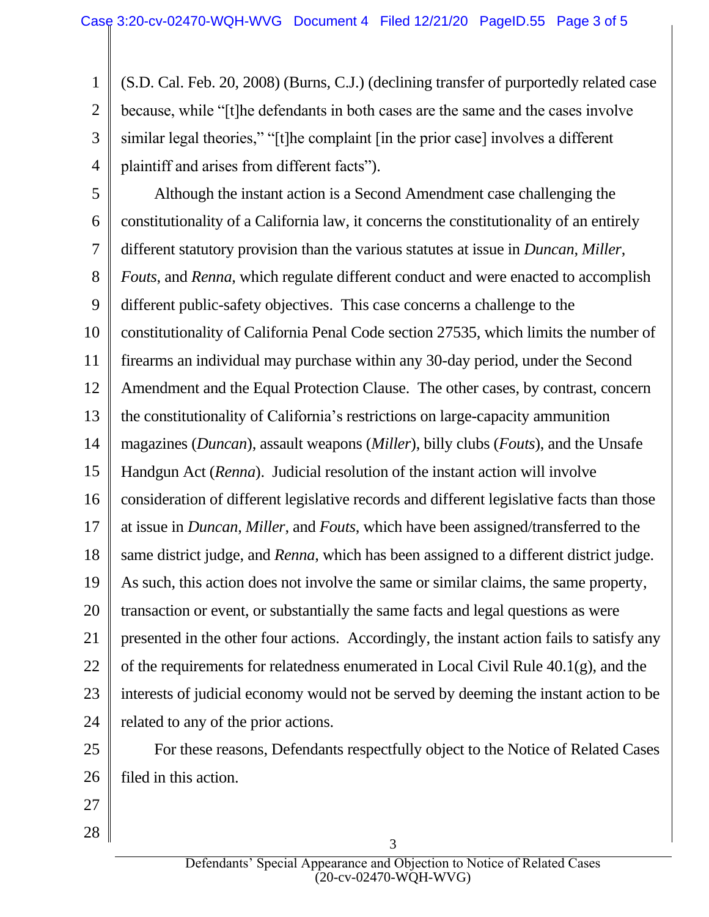(S.D. Cal. Feb. 20, 2008) (Burns, C.J.) (declining transfer of purportedly related case because, while "[t]he defendants in both cases are the same and the cases involve similar legal theories," "[t]he complaint [in the prior case] involves a different plaintiff and arises from different facts").

Although the instant action is a Second Amendment case challenging the constitutionality of a California law, it concerns the constitutionality of an entirely different statutory provision than the various statutes at issue in *Duncan*, *Miller*, *Fouts*, and *Renna*, which regulate different conduct and were enacted to accomplish different public-safety objectives. This case concerns a challenge to the constitutionality of California Penal Code section 27535, which limits the number of firearms an individual may purchase within any 30-day period, under the Second Amendment and the Equal Protection Clause. The other cases, by contrast, concern the constitutionality of California's restrictions on large-capacity ammunition magazines (*Duncan*), assault weapons (*Miller*), billy clubs (*Fouts*), and the Unsafe Handgun Act (*Renna*). Judicial resolution of the instant action will involve consideration of different legislative records and different legislative facts than those at issue in *Duncan*, *Miller*, and *Fouts*, which have been assigned/transferred to the same district judge, and *Renna*, which has been assigned to a different district judge. As such, this action does not involve the same or similar claims, the same property, transaction or event, or substantially the same facts and legal questions as were presented in the other four actions. Accordingly, the instant action fails to satisfy any of the requirements for relatedness enumerated in Local Civil Rule 40.1(g), and the interests of judicial economy would not be served by deeming the instant action to be related to any of the prior actions.

For these reasons, Defendants respectfully object to the Notice of Related Cases filed in this action.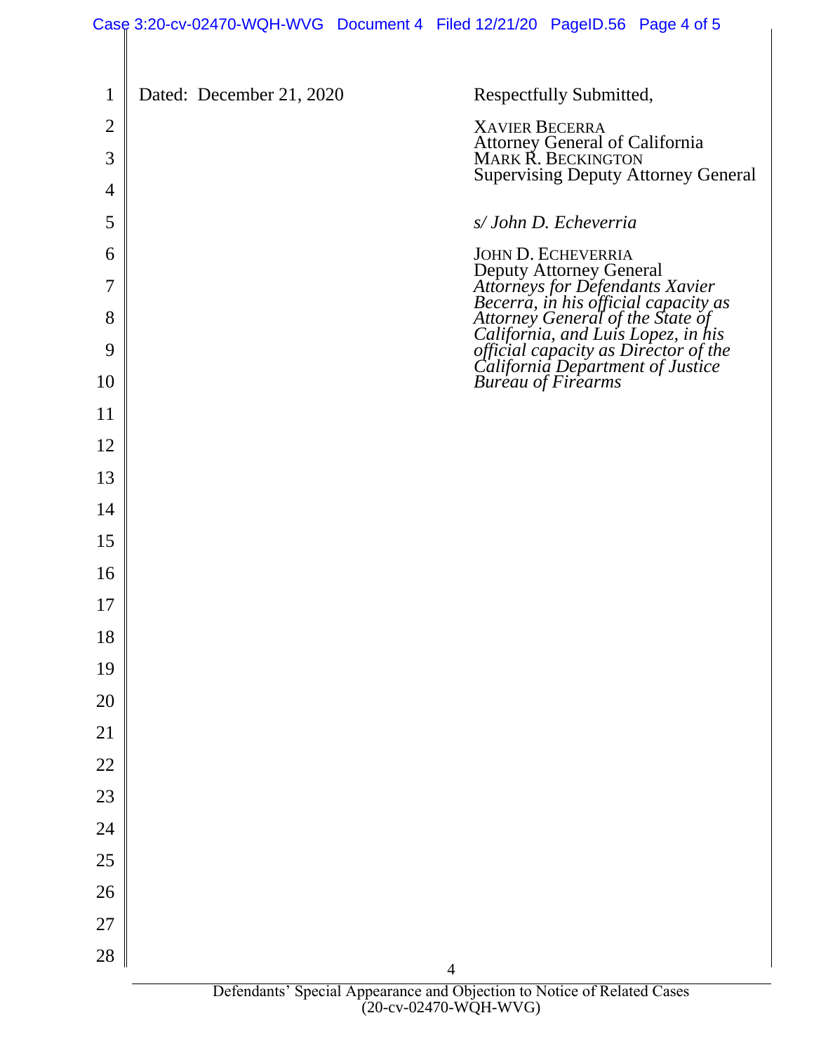Dated: December 21, 2020

Respectfully Submitted,

XAVIER BECERRA
Attorney General of California
MARK R. BECKINGTON
Supervising Deputy Attorney General

*s/ John D. Echeverria*

JOHN D. ECHEVERRIA
Deputy Attorney General
*Attorneys for Defendants Xavier Becerra, in his official capacity as Attorney General of the State of California, and Luis Lopez, in his official capacity as Director of the California Department of Justice Bureau of Firearms*

Defendants' Special Appearance and Objection to Notice of Related Cases (20-cv-02470-WQH-WVG)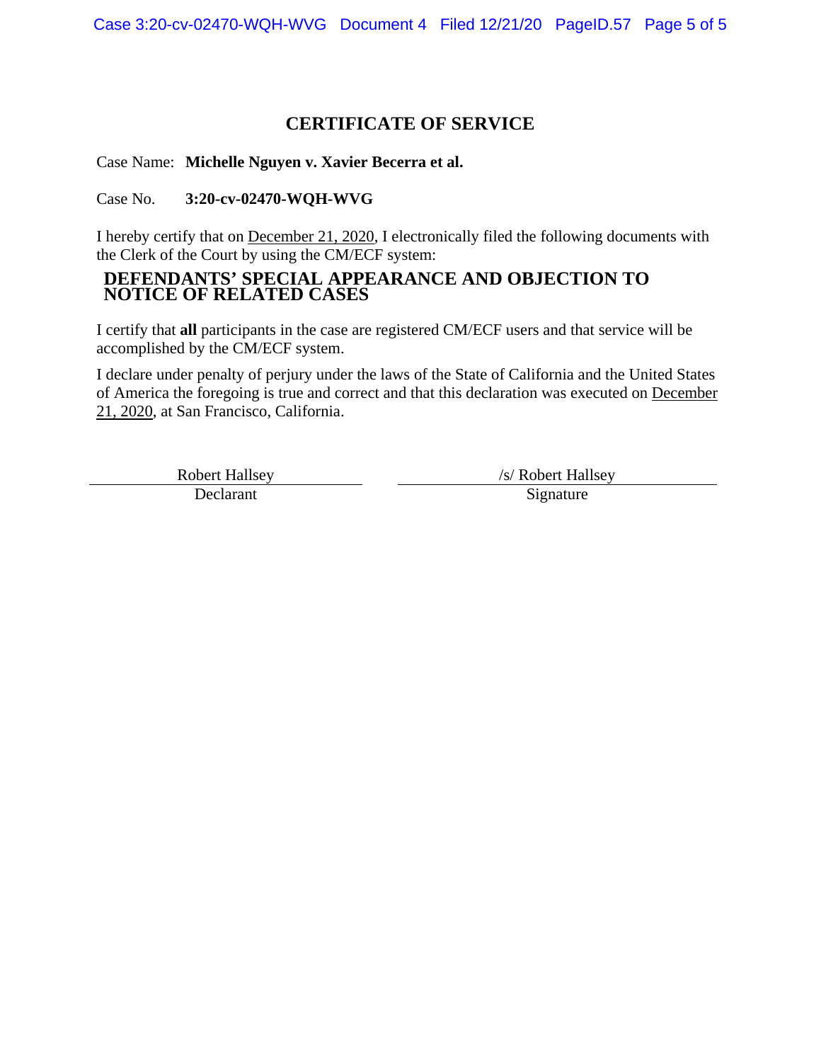# CERTIFICATE OF SERVICE

Case Name: **Michelle Nguyen v. Xavier Becerra et al.**

Case No. **3:20-cv-02470-WQH-WVG**

I hereby certify that on December 21, 2020, I electronically filed the following documents with the Clerk of the Court by using the CM/ECF system:

**DEFENDANTS' SPECIAL APPEARANCE AND OBJECTION TO NOTICE OF RELATED CASES**

I certify that **all** participants in the case are registered CM/ECF users and that service will be accomplished by the CM/ECF system.

I declare under penalty of perjury under the laws of the State of California and the United States of America the foregoing is true and correct and that this declaration was executed on December 21, 2020, at San Francisco, California.

| | |
|---|---|
| Robert Hallsey | /s/ Robert Hallsey |
| Declarant | Signature |